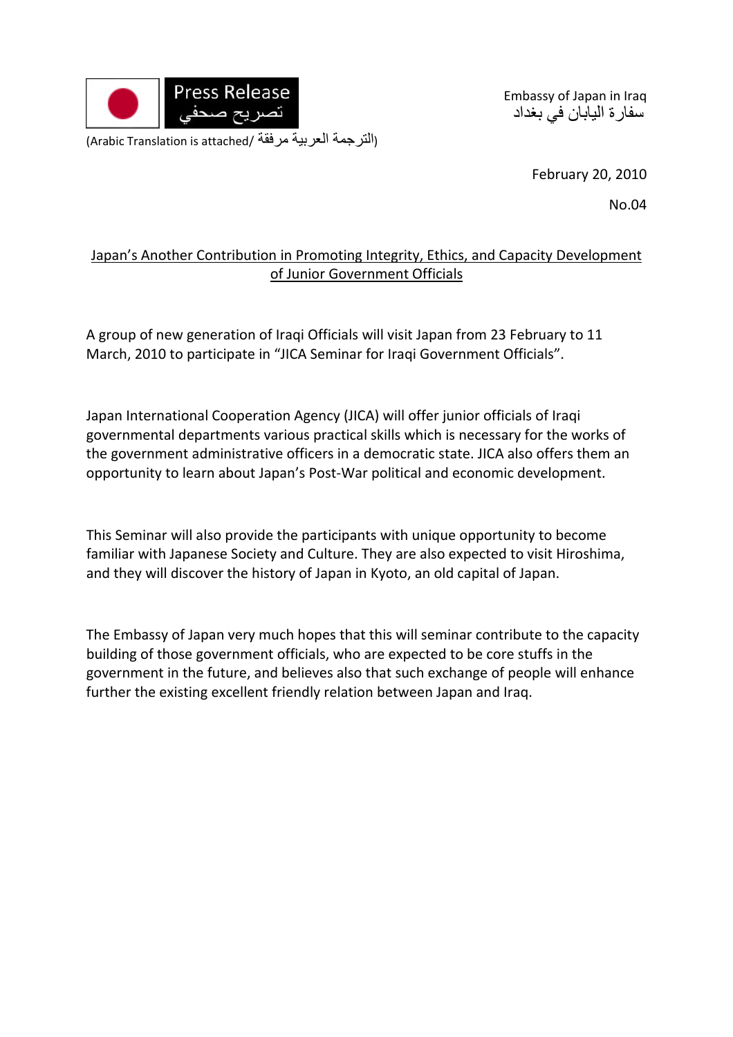Press Release
تصريح صحفي

(Arabic Translation is attached/ الترجمة العربية مرفقة)

Embassy of Japan in Iraq
سفارة اليابان في بغداد

February 20, 2010

No.04

## Japan's Another Contribution in Promoting Integrity, Ethics, and Capacity Development of Junior Government Officials

A group of new generation of Iraqi Officials will visit Japan from 23 February to 11 March, 2010 to participate in "JICA Seminar for Iraqi Government Officials".

Japan International Cooperation Agency (JICA) will offer junior officials of Iraqi governmental departments various practical skills which is necessary for the works of the government administrative officers in a democratic state. JICA also offers them an opportunity to learn about Japan's Post-War political and economic development.

This Seminar will also provide the participants with unique opportunity to become familiar with Japanese Society and Culture. They are also expected to visit Hiroshima, and they will discover the history of Japan in Kyoto, an old capital of Japan.

The Embassy of Japan very much hopes that this will seminar contribute to the capacity building of those government officials, who are expected to be core stuffs in the government in the future, and believes also that such exchange of people will enhance further the existing excellent friendly relation between Japan and Iraq.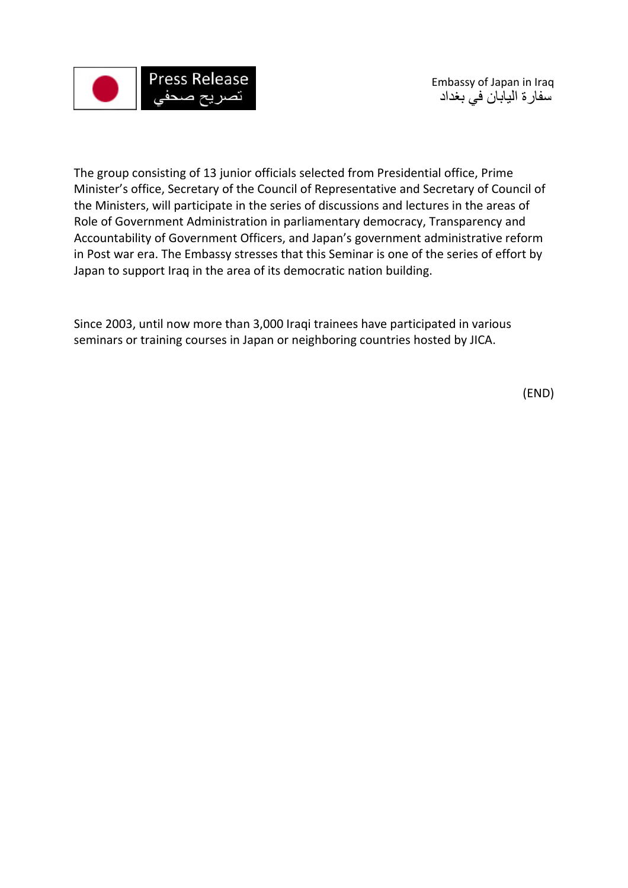The group consisting of 13 junior officials selected from Presidential office, Prime Minister's office, Secretary of the Council of Representative and Secretary of Council of the Ministers, will participate in the series of discussions and lectures in the areas of Role of Government Administration in parliamentary democracy, Transparency and Accountability of Government Officers, and Japan's government administrative reform in Post war era. The Embassy stresses that this Seminar is one of the series of effort by Japan to support Iraq in the area of its democratic nation building.

Since 2003, until now more than 3,000 Iraqi trainees have participated in various seminars or training courses in Japan or neighboring countries hosted by JICA.

(END)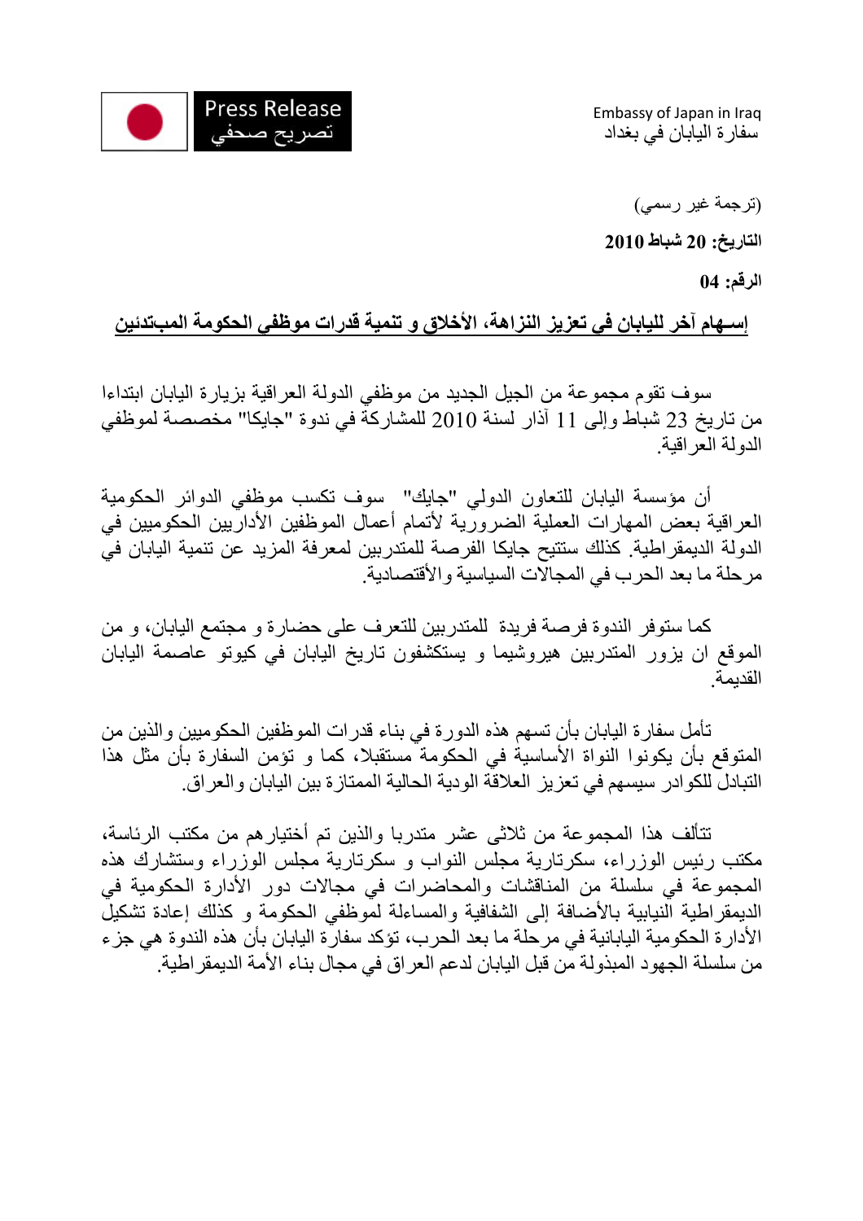Press Release
تصريح صحفي

Embassy of Japan in Iraq
سفارة اليابان في بغداد

(ترجمة غير رسمي)

**التاريخ: 20 شباط 2010**

**الرقم: 04**

## إسهام آخر لليابان في تعزيز النزاهة، الأخلاق و تنمية قدرات موظفي الحكومة المبتدئين

سوف تقوم مجموعة من الجيل الجديد من موظفي الدولة العراقية بزيارة اليابان ابتداءا من تاريخ 23 شباط وإلى 11 آذار لسنة 2010 للمشاركة في ندوة "جايكا" مخصصة لموظفي الدولة العراقية.

أن مؤسسة اليابان للتعاون الدولي "جايك" سوف تكسب موظفي الدوائر الحكومية العراقية بعض المهارات العملية الضرورية لأتمام أعمال الموظفين الأداريين الحكوميين في الدولة الديمقراطية. كذلك ستتيح جايكا الفرصة للمتدربين لمعرفة المزيد عن تنمية اليابان في مرحلة ما بعد الحرب في المجالات السياسية والأقتصادية.

كما ستوفر الندوة فرصة فريدة للمتدربين للتعرف على حضارة و مجتمع اليابان، و من الموقع ان يزور المتدربين هيروشيما و يستكشفون تاريخ اليابان في كيوتو عاصمة اليابان القديمة.

تأمل سفارة اليابان بأن تسهم هذه الدورة في بناء قدرات الموظفين الحكومين والذين من المتوقع بأن يكونوا النواة الأساسية في الحكومة مستقبلا، كما و تؤمن السفارة بأن مثل هذا التبادل للكوادر سيسهم في تعزيز العلاقة الودية الحالية الممتازة بين اليابان والعراق.

تتألف هذا المجموعة من ثلاثى عشر متدربا والذين تم أختيارهم من مكتب الرئاسة، مكتب رئيس الوزراء، سكرتارية مجلس النواب و سكرتارية مجلس الوزراء وستشارك هذه المجموعة في سلسلة من المناقشات والمحاضرات في مجالات دور الأدارة الحكومية في الديمقراطية النيابية بالأضافة إلى الشفافية والمساءلة لموظفي الحكومة و كذلك إعادة تشكيل الأدارة الحكومية اليابانية في مرحلة ما بعد الحرب، تؤكد سفارة اليابان بأن هذه الندوة هي جزء من سلسلة الجهود المبذولة من قبل اليابان لدعم العراق في مجال بناء الأمة الديمقراطية.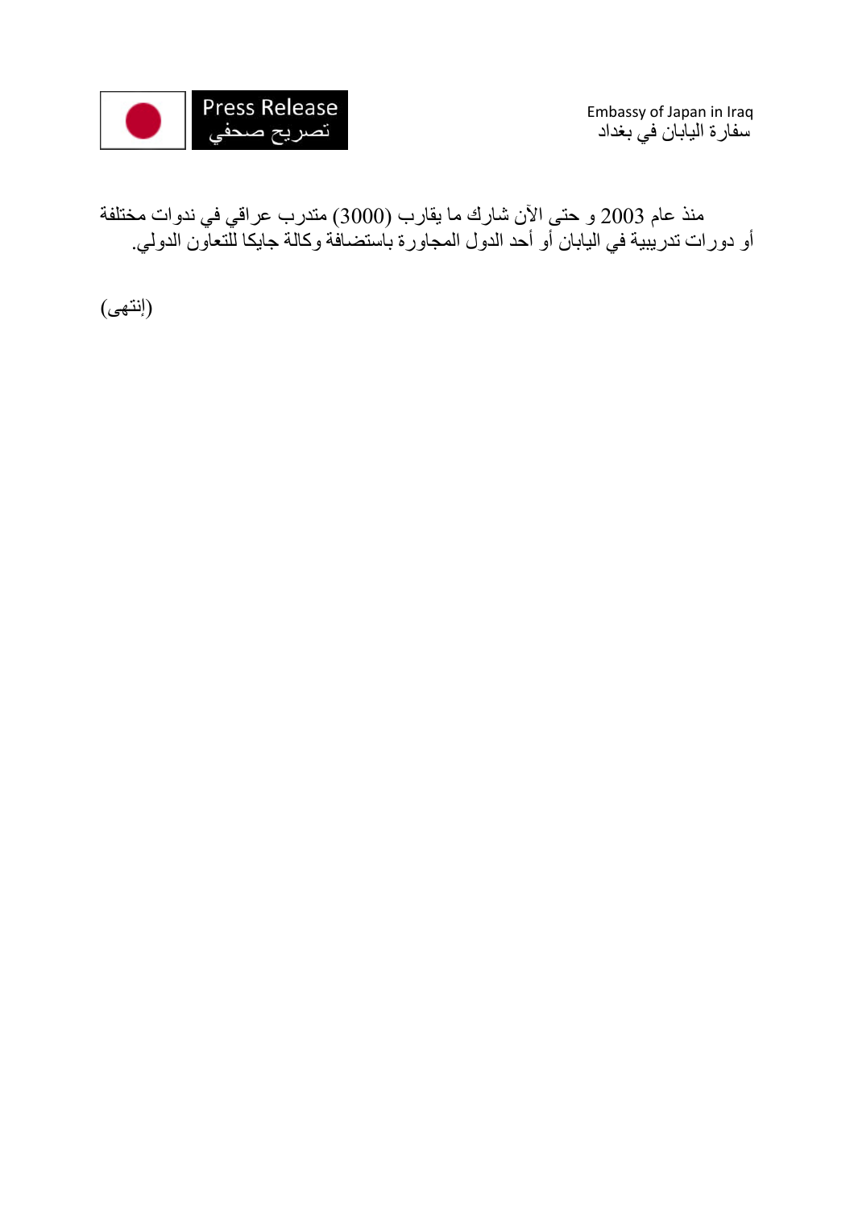منذ عام 2003 و حتى الآن شارك ما يقارب (3000) متدرب عراقي في ندوات مختلفة أو دورات تدريبية في اليابان أو أحد الدول المجاورة باستضافة وكالة جايكا للتعاون الدولي.

(إنتهى)